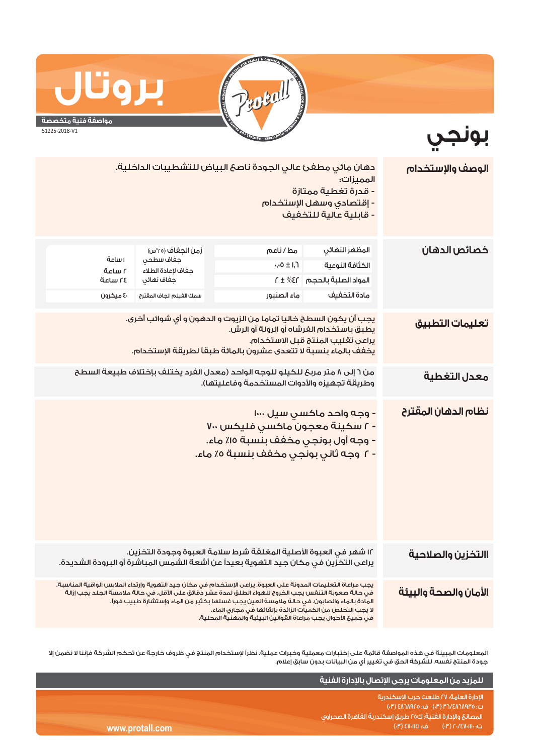# بروتال

**مواصفة فنية متخصصة**

51225-2018-V1

# بونجي

## الوصف والإستخدام

دهان مائي مطفئ عالي الجودة ناصع البياض للتشطيبات الداخلية.

المميزات:
- قدرة تغطية ممتازة
- إقتصادي وسهل الإستخدام
- قابلية عالية للتخفيف

## خصائص الدهان

| | | | |
|---|---|---|---|
| المظهر النهائي | مط / ناعم | زمن الجفاف (٢٥°س) | |
| الكثافة النوعية | ١,٦ ± ٠,٠٥ | جفاف سطحي | ١ ساعة |
| المواد الصلبة بالحجم | ٤٢٪ ± ٢ | جفاف لإعادة الطلاء | ٢ ساعة |
| | | جفاف نهائي | ٢٤ ساعة |
| مادة التخفيف | ماء الصنبور | سمك الفيلم الجاف المقترح | ٤٠ ميكرون |

## تعليمات التطبيق

يجب أن يكون السطح خاليا تماما من الزيوت و الدهون و أي شوائب أخرى.
يطبق باستخدام الفرشاه أو الرولة أو الرش.
يراعى تقليب المنتج قبل الاستخدام.
يخفف بالماء بنسبة لا تتعدى عشرون بالمائة طبقاً لطريقة الإستخدام.

## معدل التغطية

من ٦ إلى ٨ متر مربع للكيلو للوجه الواحد (معدل الفرد يختلف بإختلاف طبيعة السطح وطريقة تجهيزه والأدوات المستخدمة وفاعليتها).

## نظام الدهان المقترح

- وجه واحد ماكسي سيل ١٠٠٠
- ٢ سكينة معجون ماكسي فليكس ٧٠٠
- وجه أول بونجي مخفف بنسبة ١٥٪ ماء.
- ٢ وجه ثاني بونجي مخفف بنسبة ٥٪ ماء.

## التخزين والصلاحية

١٢ شهر في العبوة الأصلية المغلقة شرط سلامة العبوة وجودة التخزين.
يراعى التخزين في مكان جيد التهوية بعيداً عن أشعة الشمس المباشرة أو البرودة الشديدة.

## الأمان والصحة والبيئة

يجب مراعاة التعليمات المدونة على العبوة. يراعى الإستخدام في مكان جيد التهوية وإرتداء الملابس الواقية المناسبة.
في حالة صعوبة التنفس يجب الخروج للهواء الطلق لمدة عشر دقائق على الأقل. في حالة ملامسة الجلد يجب إزالة المادة بالماء والصابون. في حالة ملامسة العين يجب غسلها بكثير من الماء وإستشارة طبيب فورا.
لا يجب التخلص من الكميات الزائدة بإلقائها في مجاري الماء.
في جميع الأحوال يجب مراعاة القوانين البيئية والمهنية المحلية.

المعلومات المبينة في هذه المواصفة قائمة على إختبارات معملية وخبرات عملية. نظراً لإستخدام المنتج في ظروف خارجة عن تحكم الشركة فإننا لا نضمن إلا جودة المنتج نفسه. للشركة الحق في تغيير أي من البيانات بدون سابق إعلام.

**للمزيد من المعلومات يرجى الإتصال بالإدارة الفنية**

الإدارة العامة: ٢٧ طلعت حرب الإسكندرية
ت: ٤٨٦٨٩٣٥/٣٦ (٠٣) ف: ٤٨٦٨٩٢٥ (٠٣)
المصانع والإدارة الفنية: ك٢٥ طريق إسكندرية القاهرة الصحراوي
ت: ٤٧٠١١٠/٢٠ (٠٣) ف: ٤٧٠١١٤١ (٠٣)

www.protall.com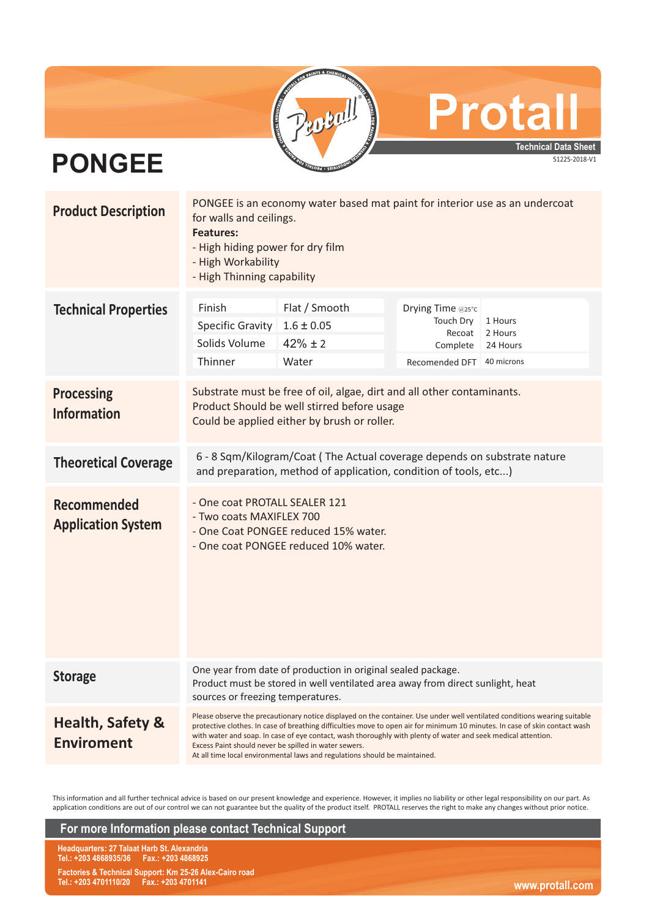Protall

Technical Data Sheet

51225-2018-V1

# PONGEE

## Product Description

PONGEE is an economy water based mat paint for interior use as an undercoat for walls and ceilings.

**Features:**

- High hiding power for dry film
- High Workability
- High Thinning capability

## Technical Properties

| | |
|---|---|
| Finish | Flat / Smooth |
| Specific Gravity | 1.6 ± 0.05 |
| Solids Volume | 42% ± 2 |
| Thinner | Water |

| Drying Time @25°C | |
|---|---|
| Touch Dry | 1 Hours |
| Recoat | 2 Hours |
| Complete | 24 Hours |
| Recomended DFT | 40 microns |

## Processing Information

Substrate must be free of oil, algae, dirt and all other contaminants.
Product Should be well stirred before usage
Could be applied either by brush or roller.

## Theoretical Coverage

6 - 8 Sqm/Kilogram/Coat ( The Actual coverage depends on substrate nature and preparation, method of application, condition of tools, etc...)

## Recommended Application System

- One coat PROTALL SEALER 121
- Two coats MAXIFLEX 700
- One Coat PONGEE reduced 15% water.
- One coat PONGEE reduced 10% water.

## Storage

One year from date of production in original sealed package.
Product must be stored in well ventilated area away from direct sunlight, heat sources or freezing temperatures.

## Health, Safety & Enviroment

Please observe the precautionary notice displayed on the container. Use under well ventilated conditions wearing suitable protective clothes. In case of breathing difficulties move to open air for minimum 10 minutes. In case of skin contact wash with water and soap. In case of eye contact, wash thoroughly with plenty of water and seek medical attention.
Excess Paint should never be spilled in water sewers.
At all time local environmental laws and regulations should be maintained.

This information and all further technical advice is based on our present knowledge and experience. However, it implies no liability or other legal responsibility on our part. As application conditions are out of our control we can not guarantee but the quality of the product itself. PROTALL reserves the right to make any changes without prior notice.

**For more Information please contact Technical Support**

**Headquarters: 27 Talaat Harb St. Alexandria**
**Tel.: +203 4868935/36 Fax.: +203 4868925**

**Factories & Technical Support: Km 25-26 Alex-Cairo road**
**Tel.: +203 4701110/20 Fax.: +203 4701141**

**www.protall.com**